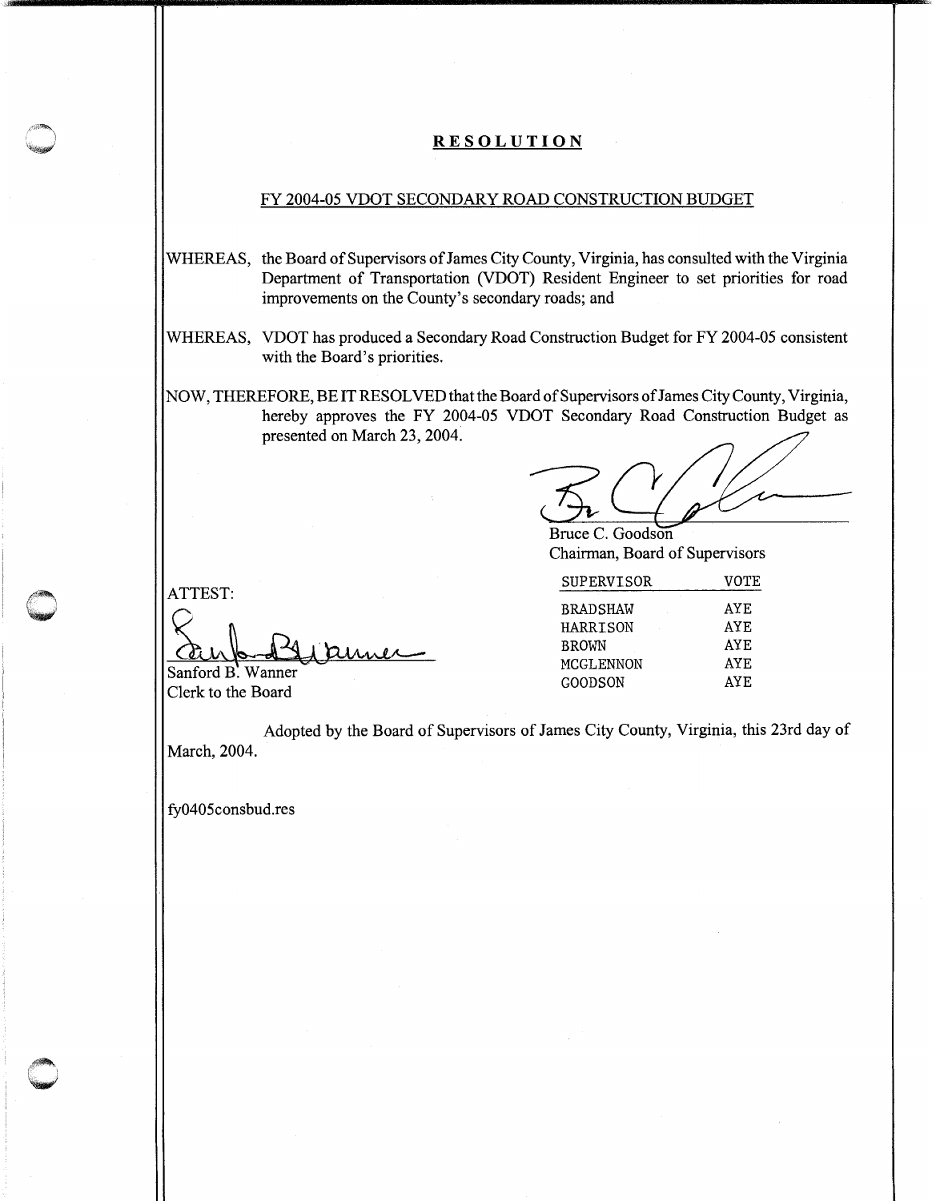# RESOLUTION

## FY 2004-05 VDOT SECONDARY ROAD CONSTRUCTION BUDGET

WHEREAS, the Board of Supervisors of James City County, Virginia, has consulted with the Virginia Department of Transportation (VDOT) Resident Engineer to set priorities for road improvements on the County's secondary roads; and

WHEREAS, VDOT has produced a Secondary Road Construction Budget for FY 2004-05 consistent with the Board's priorities.

NOW, THEREFORE, BE IT RESOLVED that the Board of Supervisors of James City County, Virginia, hereby approves the FY 2004-05 VDOT Secondary Road Construction Budget as presented on March 23, 2004.

Bruce C. Goodson
Chairman, Board of Supervisors

| SUPERVISOR | VOTE |
| --- | --- |
| BRADSHAW | AYE |
| HARRISON | AYE |
| BROWN | AYE |
| MCGLENNON | AYE |
| GOODSON | AYE |

ATTEST:

Sanford B. Wanner
Clerk to the Board

Adopted by the Board of Supervisors of James City County, Virginia, this 23rd day of March, 2004.

fy0405consbud.res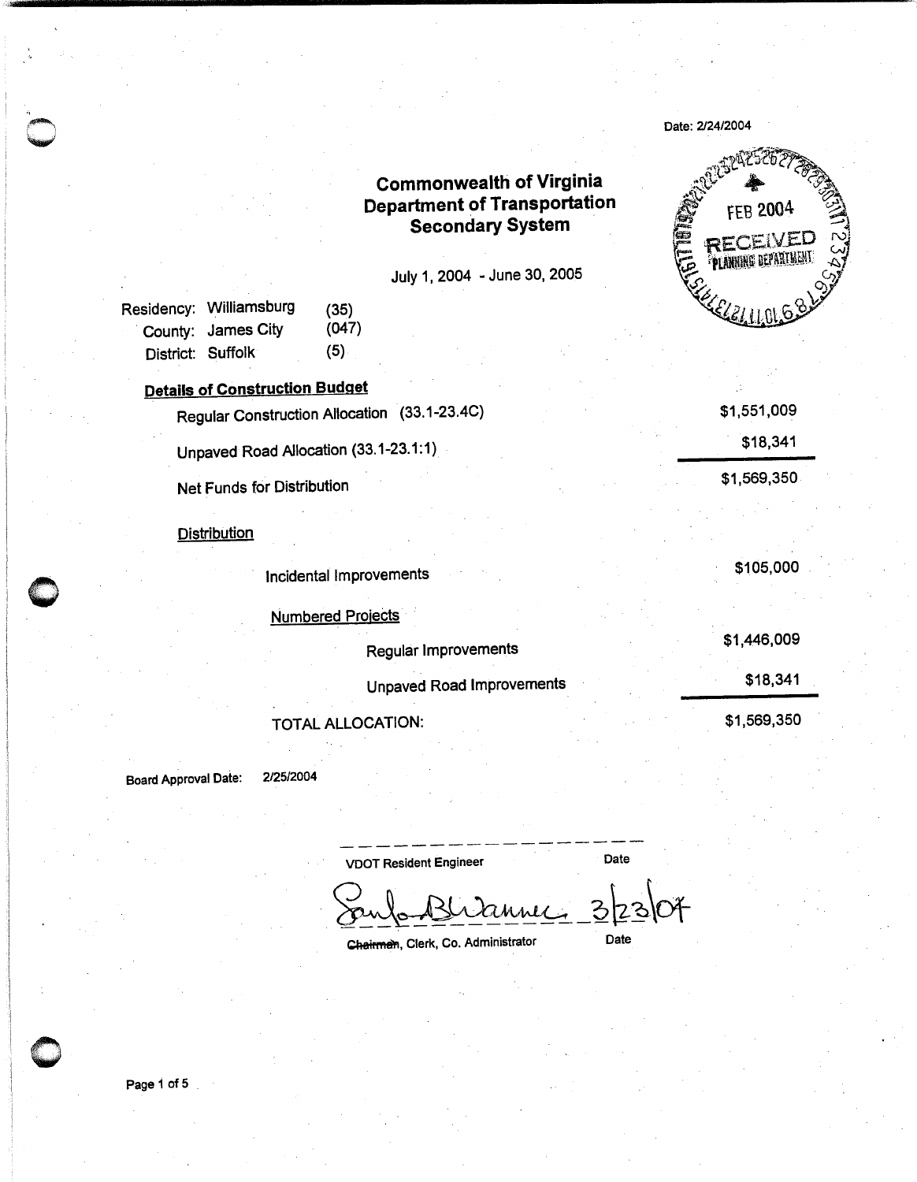Date: 2/24/2004

FEB 2004
RECEIVED
PLANNING DEPARTMENT

# Commonwealth of Virginia
## Department of Transportation
## Secondary System

July 1, 2004 - June 30, 2005

| | | |
|---|---|---|
| Residency: | Williamsburg | (35) |
| County: | James City | (047) |
| District: | Suffolk | (5) |

### Details of Construction Budget

| | |
|---|---|
| Regular Construction Allocation (33.1-23.4C) | $1,551,009 |
| Unpaved Road Allocation (33.1-23.1:1) | $18,341 |
| Net Funds for Distribution | $1,569,350 |

**Distribution**

| | |
|---|---|
| Incidental Improvements | $105,000 |
| Numbered Projects | |
| Regular Improvements | $1,446,009 |
| Unpaved Road Improvements | $18,341 |
| TOTAL ALLOCATION: | $1,569,350 |

Board Approval Date: 2/25/2004

VDOT Resident Engineer — Date

Sanford B. Wanner 3/23/04

~~Chairman~~, Clerk, Co. Administrator — Date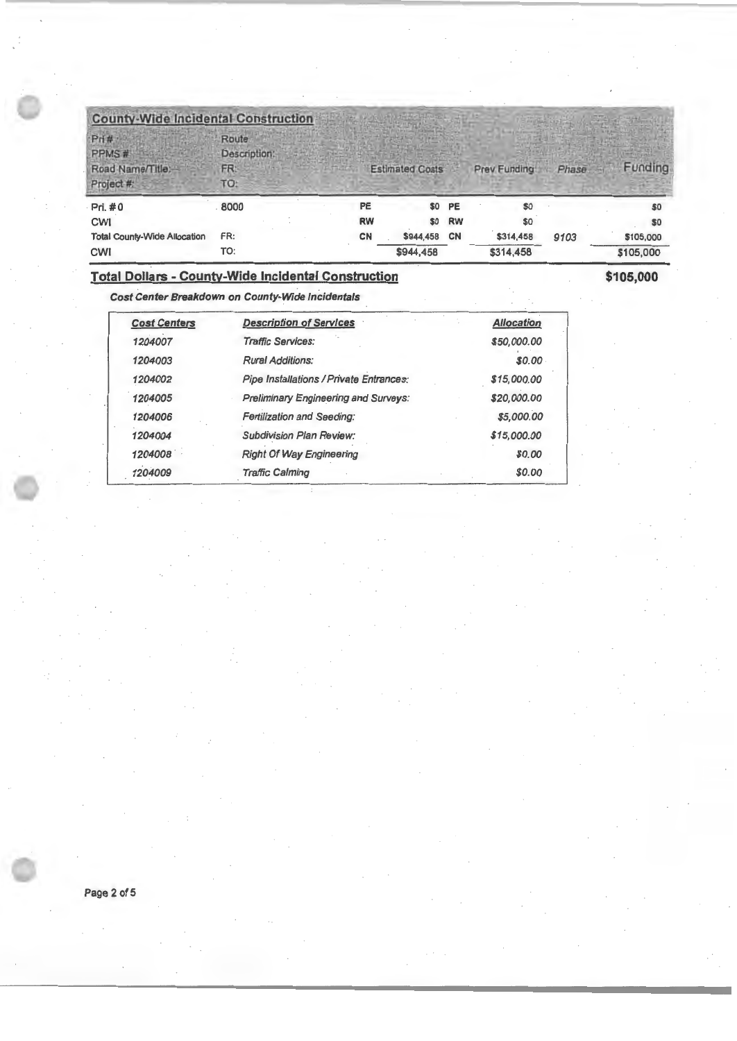## County-Wide Incidental Construction

| Pri #<br>PPMS #<br>Road Name/Title:<br>Project #: | Route<br>Description:<br>FR:<br>TO: | | Estimated Costs | | Prev Funding | Phase | Funding |
|---|---|---|---|---|---|---|---|
| Pri. # 0 | 8000 | PE | $0 | PE | $0 | | $0 |
| CWI | | RW | $0 | RW | $0 | | $0 |
| Total County-Wide Allocation | FR: | CN | $944,458 | CN | $314,458 | 9103 | $105,000 |
| CWI | TO: | | $944,458 | | $314,458 | | $105,000 |

**Total Dollars - County-Wide Incidental Construction** **$105,000**

***Cost Center Breakdown on County-Wide Incidentals***

| *Cost Centers* | *Description of Services* | *Allocation* |
|---|---|---|
| *1204007* | *Traffic Services:* | *$50,000.00* |
| *1204003* | *Rural Additions:* | *$0.00* |
| *1204002* | *Pipe Installations / Private Entrances:* | *$15,000.00* |
| *1204005* | *Preliminary Engineering and Surveys:* | *$20,000.00* |
| *1204006* | *Fertilization and Seeding:* | *$5,000.00* |
| *1204004* | *Subdivision Plan Review:* | *$15,000.00* |
| *1204008* | *Right Of Way Engineering* | *$0.00* |
| *1204009* | *Traffic Calming* | *$0.00* |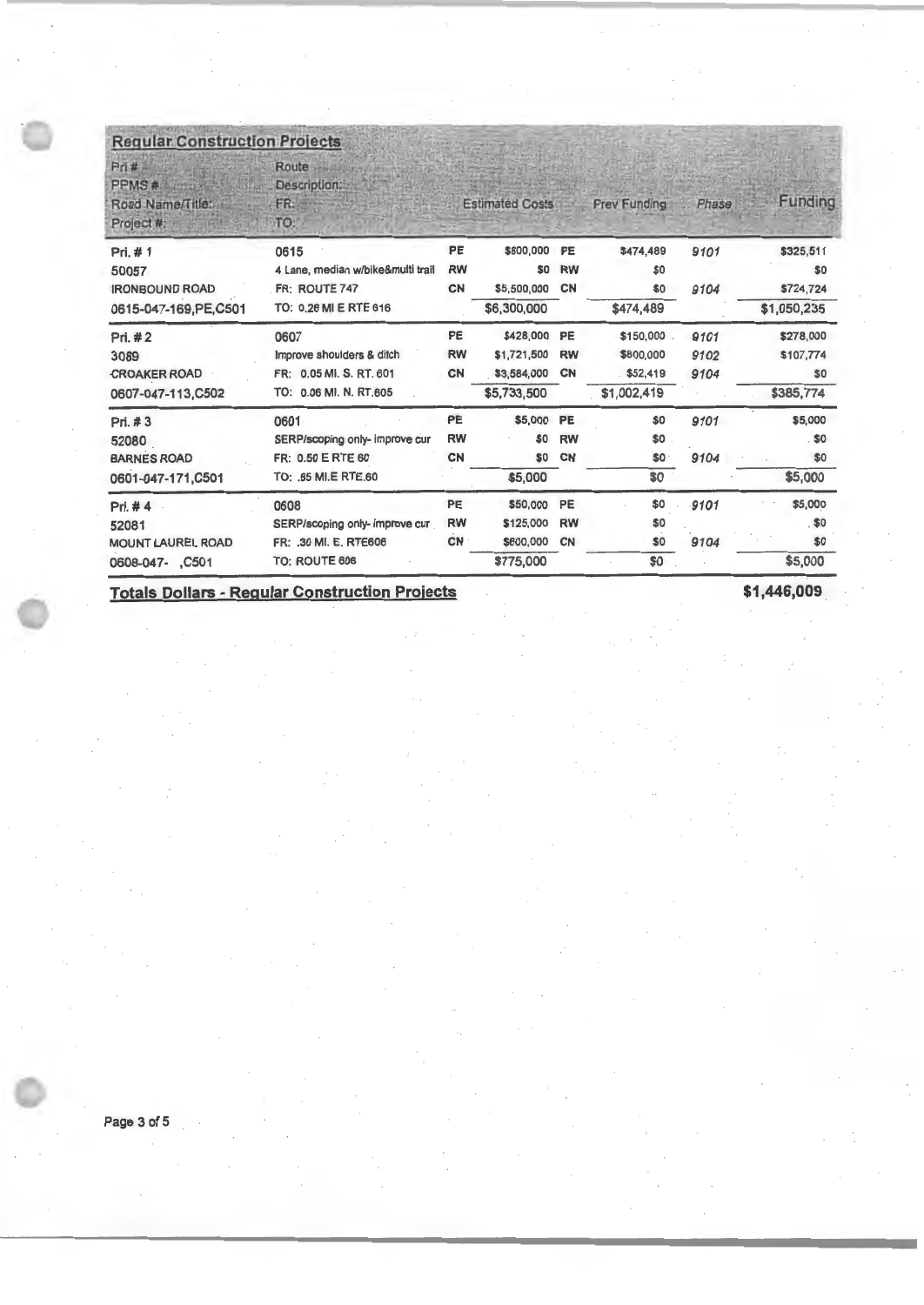## Regular Construction Projects

| Pri # / PPMS # / Road Name/Title: / Project #: | Route / Description: / FR: / TO: | | Estimated Costs | | Prev Funding | Phase | Funding |
|---|---|---|---|---|---|---|---|
| Pri. # 1 | 0615 | PE | $800,000 | PE | $474,489 | 9101 | $325,511 |
| 50057 | 4 Lane, median w/bike&multi trail | RW | $0 | RW | $0 | | $0 |
| IRONBOUND ROAD | FR: ROUTE 747 | CN | $5,500,000 | CN | $0 | 9104 | $724,724 |
| 0615-047-169,PE,C501 | TO: 0.26 MI E RTE 616 | | $6,300,000 | | $474,489 | | $1,050,235 |
| Pri. # 2 | 0607 | PE | $428,000 | PE | $150,000 | 9101 | $278,000 |
| 3089 | Improve shoulders & ditch | RW | $1,721,500 | RW | $800,000 | 9102 | $107,774 |
| CROAKER ROAD | FR: 0.05 MI. S. RT. 601 | CN | $3,584,000 | CN | $52,419 | 9104 | $0 |
| 0607-047-113,C502 | TO: 0.06 MI. N. RT.605 | | $5,733,500 | | $1,002,419 | | $385,774 |
| Pri. # 3 | 0601 | PE | $5,000 | PE | $0 | 9101 | $5,000 |
| 52080 | SERP/scoping only- improve cur | RW | $0 | RW | $0 | | $0 |
| BARNES ROAD | FR: 0.50 E RTE 60 | CN | $0 | CN | $0 | 9104 | $0 |
| 0601-047-171,C501 | TO: .95 MI.E RTE.60 | | $5,000 | | $0 | | $5,000 |
| Pri. # 4 | 0608 | PE | $50,000 | PE | $0 | 9101 | $5,000 |
| 52081 | SERP/scoping only- improve cur | RW | $125,000 | RW | $0 | | $0 |
| MOUNT LAUREL ROAD | FR: .30 MI. E. RTE606 | CN | $600,000 | CN | $0 | 9104 | $0 |
| 0608-047- ,C501 | TO: ROUTE 606 | | $775,000 | | $0 | | $5,000 |

**Totals Dollars - Regular Construction Projects** **$1,446,009**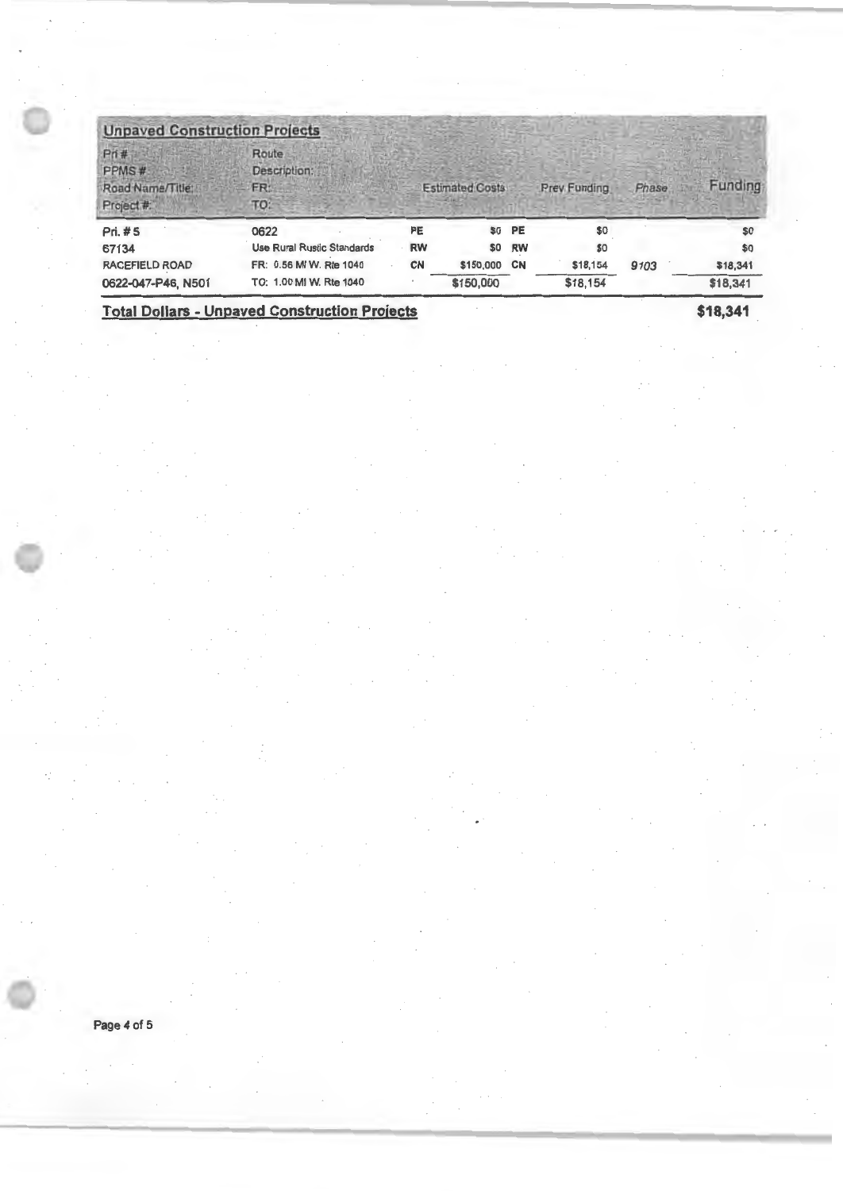## Unpaved Construction Projects

| Pri #<br>PPMS #<br>Road Name/Title:<br>Project #: | Route<br>Description:<br>FR:<br>TO: | | Estimated Costs | | Prev Funding | Phase | Funding |
|---|---|---|---|---|---|---|---|
| Pri. # 5 | 0622 | PE | $0 | PE | $0 | | $0 |
| 67134 | Use Rural Rustic Standards | RW | $0 | RW | $0 | | $0 |
| RACEFIELD ROAD | FR: 0.56 MI W. Rte 1040 | CN | $150,000 | CN | $18,154 | 9103 | $18,341 |
| 0622-047-P46, N501 | TO: 1.00 MI W. Rte 1040 | | $150,000 | | $18,154 | | $18,341 |

**Total Dollars - Unpaved Construction Projects** **$18,341**